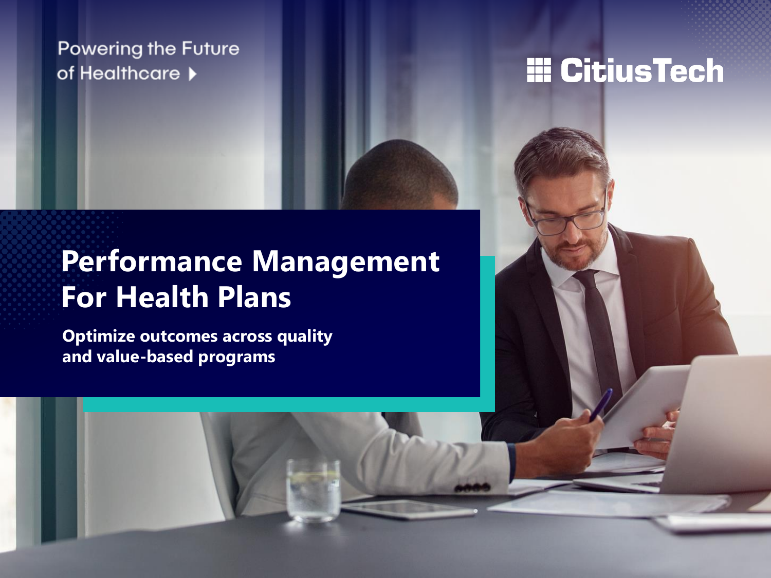Powering the Future of Healthcare

CitiusTech

# Performance Management For Health Plans

**Optimize outcomes across quality and value-based programs**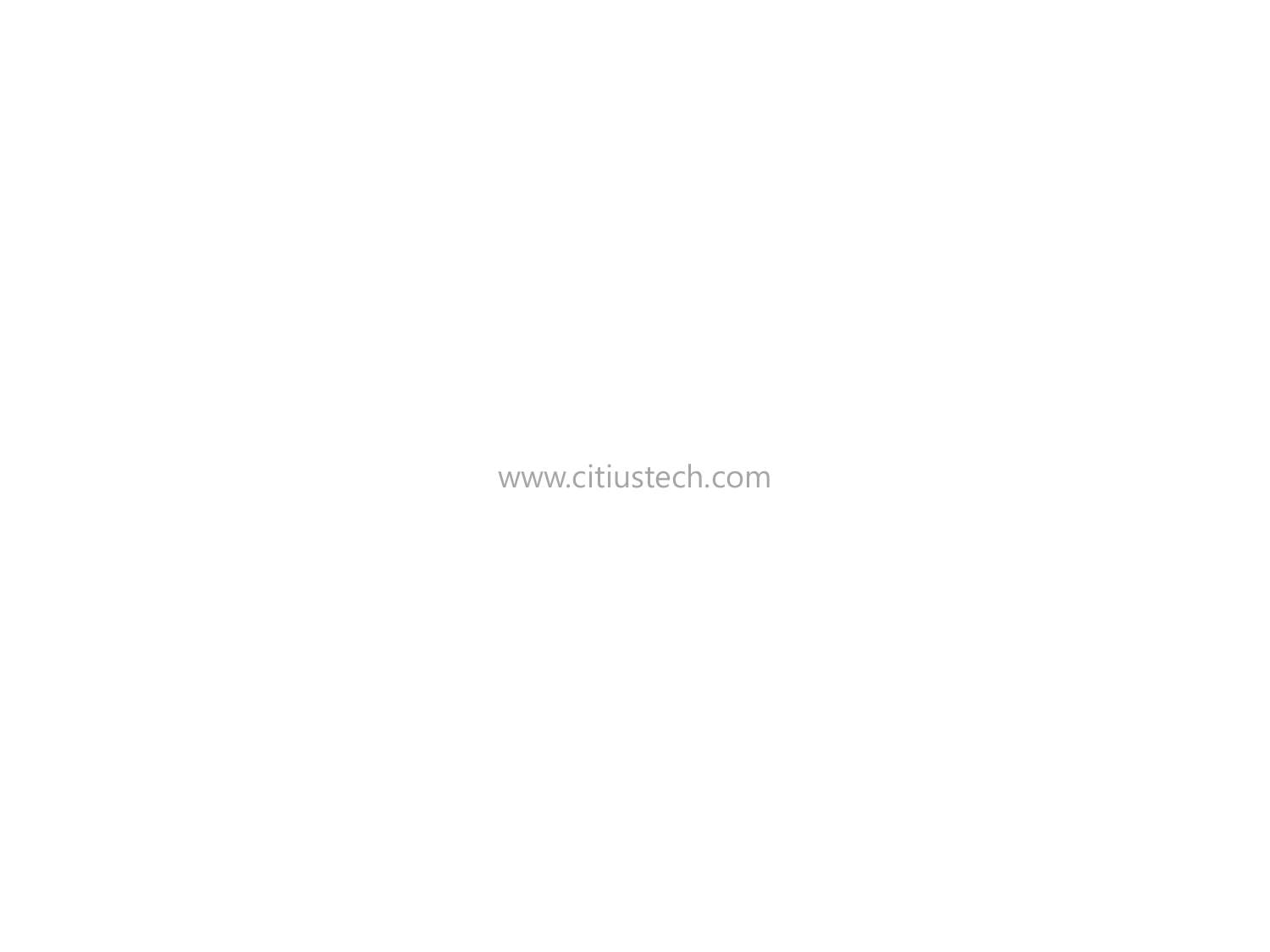www.citiustech.com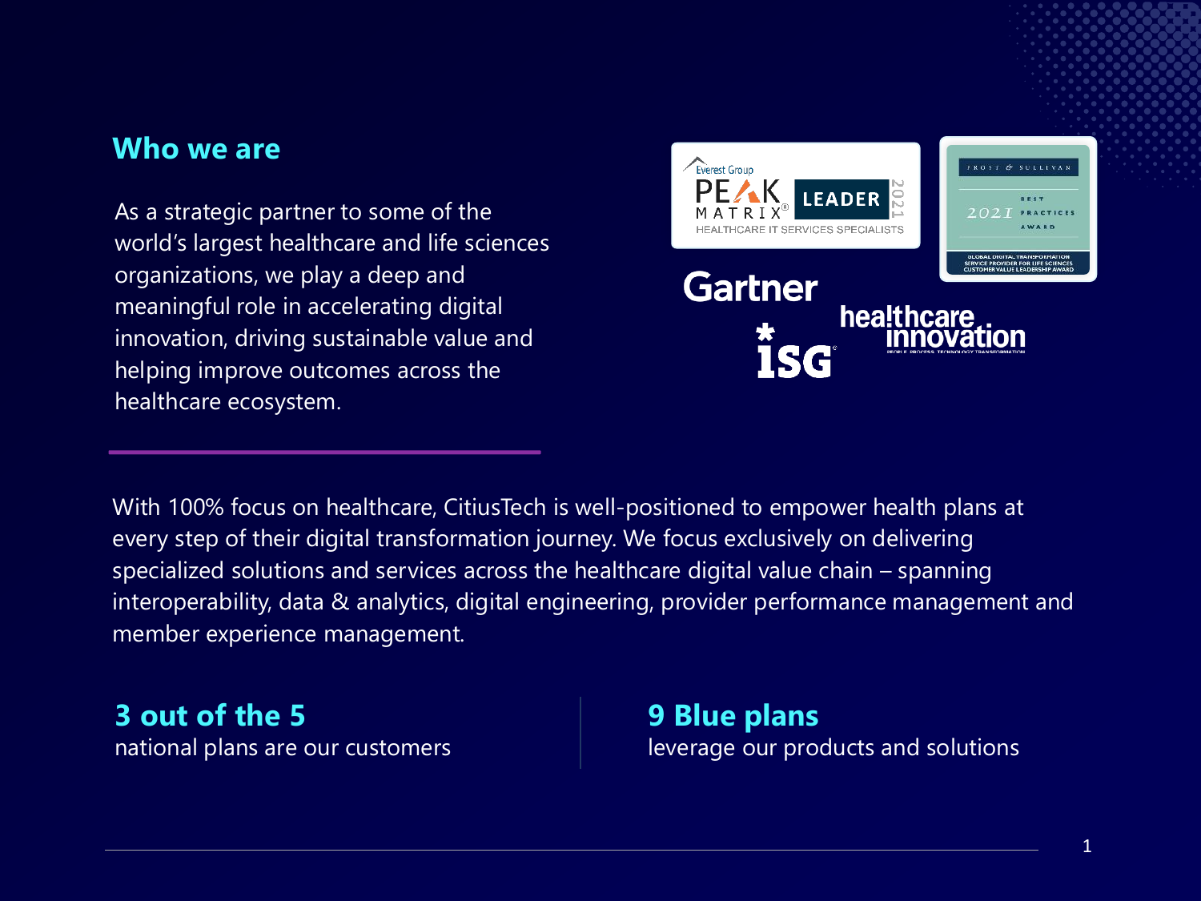## Who we are

As a strategic partner to some of the world's largest healthcare and life sciences organizations, we play a deep and meaningful role in accelerating digital innovation, driving sustainable value and helping improve outcomes across the healthcare ecosystem.

With 100% focus on healthcare, CitiusTech is well-positioned to empower health plans at every step of their digital transformation journey. We focus exclusively on delivering specialized solutions and services across the healthcare digital value chain – spanning interoperability, data & analytics, digital engineering, provider performance management and member experience management.

**3 out of the 5**
national plans are our customers

**9 Blue plans**
leverage our products and solutions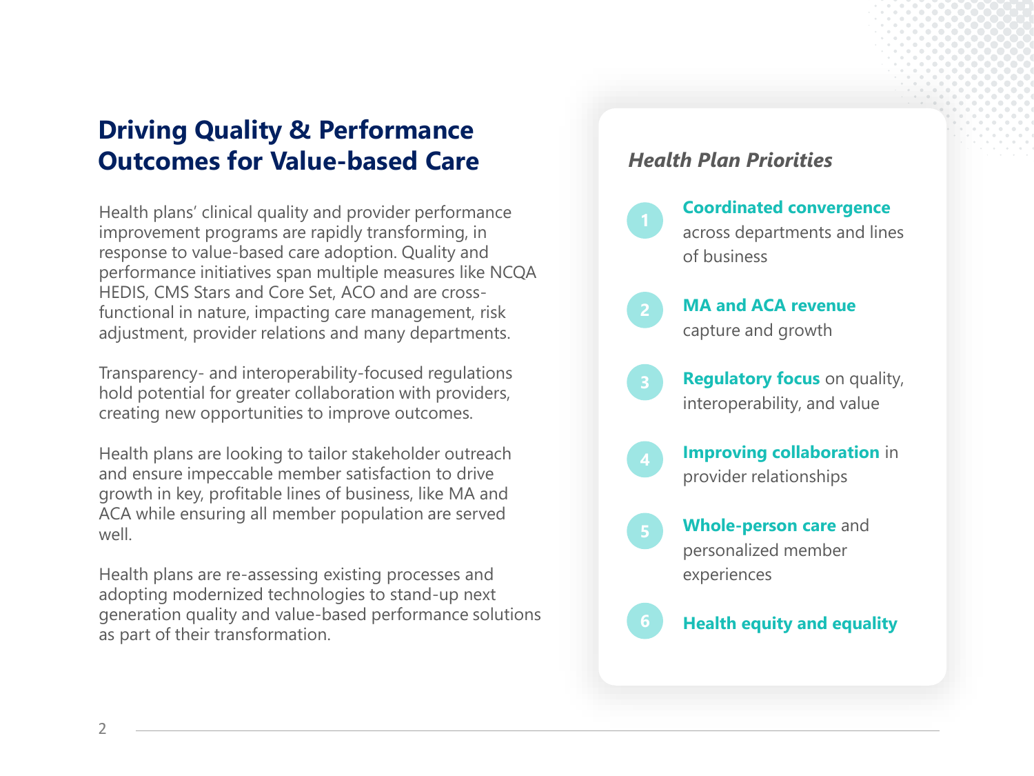# Driving Quality & Performance Outcomes for Value-based Care

Health plans' clinical quality and provider performance improvement programs are rapidly transforming, in response to value-based care adoption. Quality and performance initiatives span multiple measures like NCQA HEDIS, CMS Stars and Core Set, ACO and are cross-functional in nature, impacting care management, risk adjustment, provider relations and many departments.

Transparency- and interoperability-focused regulations hold potential for greater collaboration with providers, creating new opportunities to improve outcomes.

Health plans are looking to tailor stakeholder outreach and ensure impeccable member satisfaction to drive growth in key, profitable lines of business, like MA and ACA while ensuring all member population are served well.

Health plans are re-assessing existing processes and adopting modernized technologies to stand-up next generation quality and value-based performance solutions as part of their transformation.

### *Health Plan Priorities*

1. **Coordinated convergence** across departments and lines of business
2. **MA and ACA revenue** capture and growth
3. **Regulatory focus** on quality, interoperability, and value
4. **Improving collaboration** in provider relationships
5. **Whole-person care** and personalized member experiences
6. **Health equity and equality**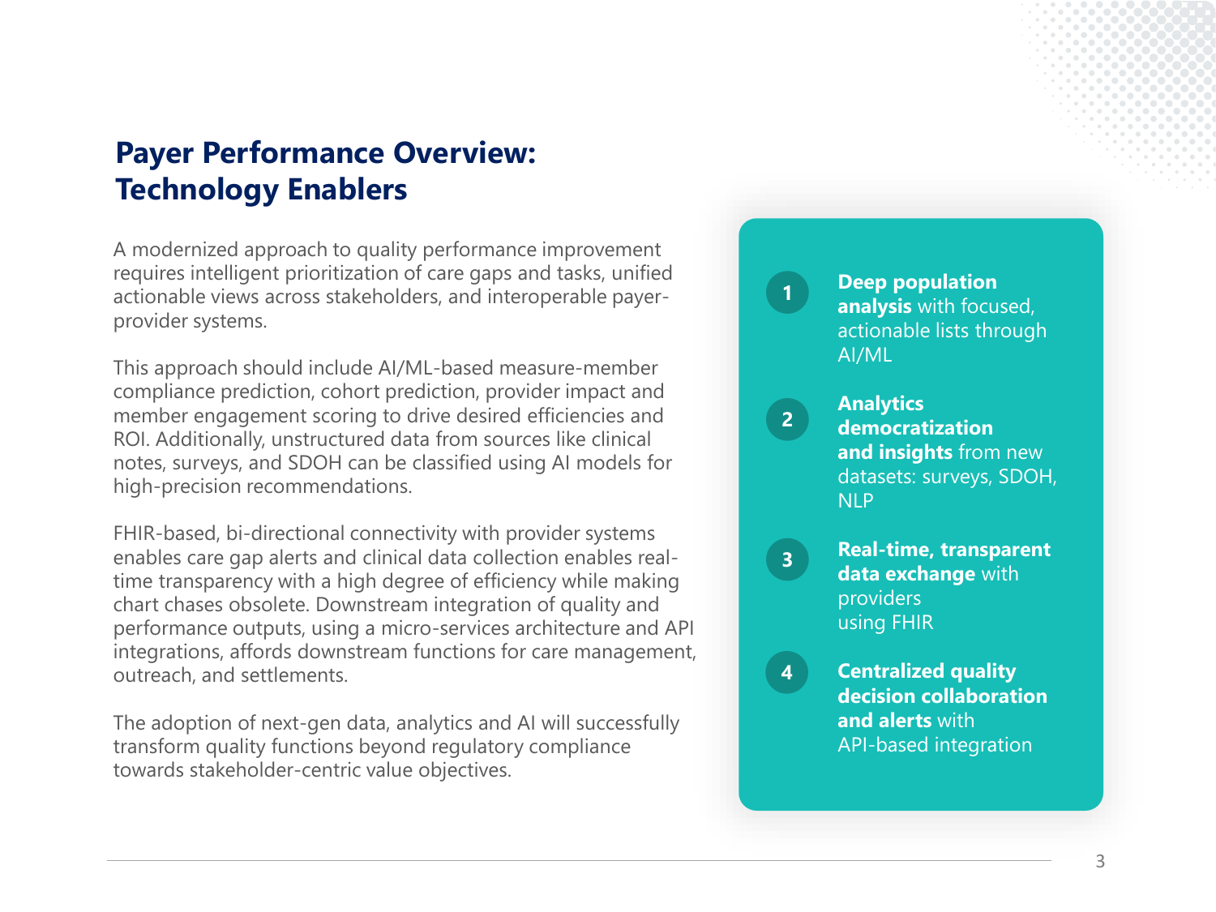# Payer Performance Overview: Technology Enablers

A modernized approach to quality performance improvement requires intelligent prioritization of care gaps and tasks, unified actionable views across stakeholders, and interoperable payer-provider systems.

This approach should include AI/ML-based measure-member compliance prediction, cohort prediction, provider impact and member engagement scoring to drive desired efficiencies and ROI. Additionally, unstructured data from sources like clinical notes, surveys, and SDOH can be classified using AI models for high-precision recommendations.

FHIR-based, bi-directional connectivity with provider systems enables care gap alerts and clinical data collection enables real-time transparency with a high degree of efficiency while making chart chases obsolete. Downstream integration of quality and performance outputs, using a micro-services architecture and API integrations, affords downstream functions for care management, outreach, and settlements.

The adoption of next-gen data, analytics and AI will successfully transform quality functions beyond regulatory compliance towards stakeholder-centric value objectives.

1. **Deep population analysis** with focused, actionable lists through AI/ML
2. **Analytics democratization and insights** from new datasets: surveys, SDOH, NLP
3. **Real-time, transparent data exchange** with providers using FHIR
4. **Centralized quality decision collaboration and alerts** with API-based integration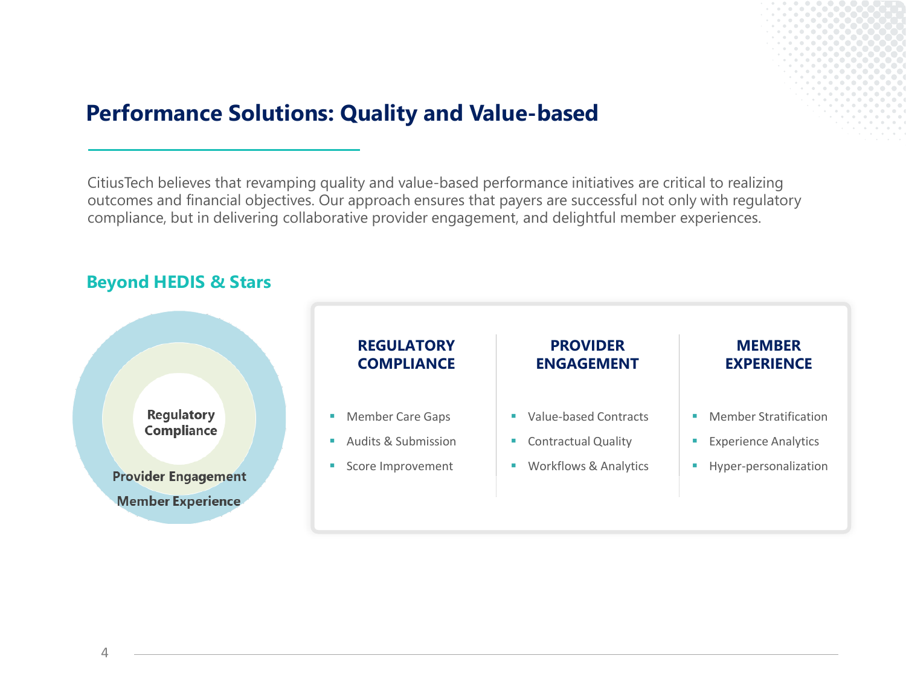# Performance Solutions: Quality and Value-based

CitiusTech believes that revamping quality and value-based performance initiatives are critical to realizing outcomes and financial objectives. Our approach ensures that payers are successful not only with regulatory compliance, but in delivering collaborative provider engagement, and delightful member experiences.

## Beyond HEDIS & Stars

Regulatory Compliance

Provider Engagement

Member Experience

### REGULATORY COMPLIANCE

- Member Care Gaps
- Audits & Submission
- Score Improvement

### PROVIDER ENGAGEMENT

- Value-based Contracts
- Contractual Quality
- Workflows & Analytics

### MEMBER EXPERIENCE

- Member Stratification
- Experience Analytics
- Hyper-personalization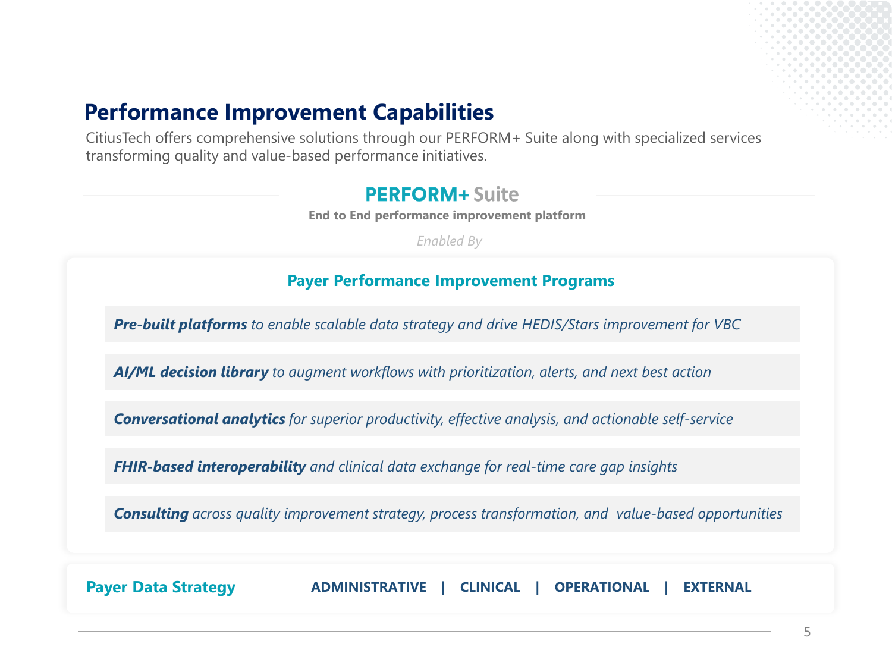# Performance Improvement Capabilities

CitiusTech offers comprehensive solutions through our PERFORM+ Suite along with specialized services transforming quality and value-based performance initiatives.

## PERFORM+ Suite

**End to End performance improvement platform**

*Enabled By*

### Payer Performance Improvement Programs

***Pre-built platforms*** *to enable scalable data strategy and drive HEDIS/Stars improvement for VBC*

***AI/ML decision library*** *to augment workflows with prioritization, alerts, and next best action*

***Conversational analytics*** *for superior productivity, effective analysis, and actionable self-service*

***FHIR-based interoperability*** *and clinical data exchange for real-time care gap insights*

***Consulting*** *across quality improvement strategy, process transformation, and value-based opportunities*

### Payer Data Strategy

**ADMINISTRATIVE | CLINICAL | OPERATIONAL | EXTERNAL**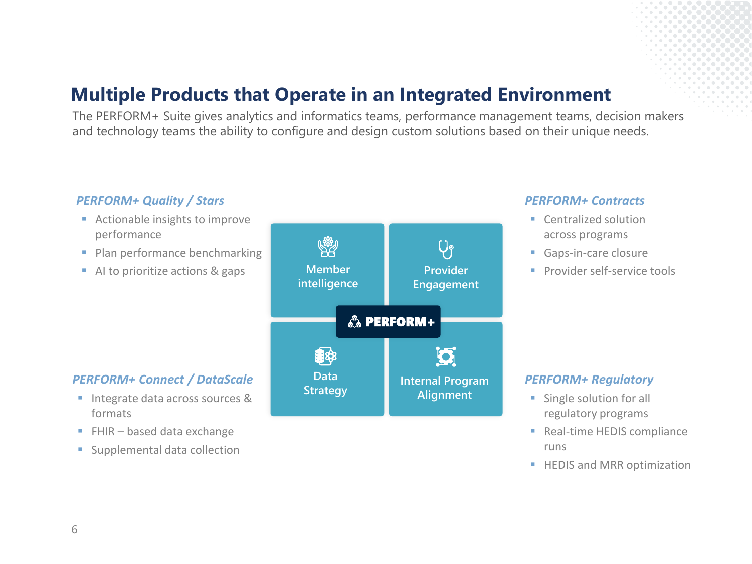# Multiple Products that Operate in an Integrated Environment

The PERFORM+ Suite gives analytics and informatics teams, performance management teams, decision makers and technology teams the ability to configure and design custom solutions based on their unique needs.

### *PERFORM+ Quality / Stars*

- Actionable insights to improve performance
- Plan performance benchmarking
- AI to prioritize actions & gaps

### *PERFORM+ Contracts*

- Centralized solution across programs
- Gaps-in-care closure
- Provider self-service tools

Member intelligence

Provider Engagement

PERFORM+

Data Strategy

Internal Program Alignment

### *PERFORM+ Connect / DataScale*

- Integrate data across sources & formats
- FHIR – based data exchange
- Supplemental data collection

### *PERFORM+ Regulatory*

- Single solution for all regulatory programs
- Real-time HEDIS compliance runs
- HEDIS and MRR optimization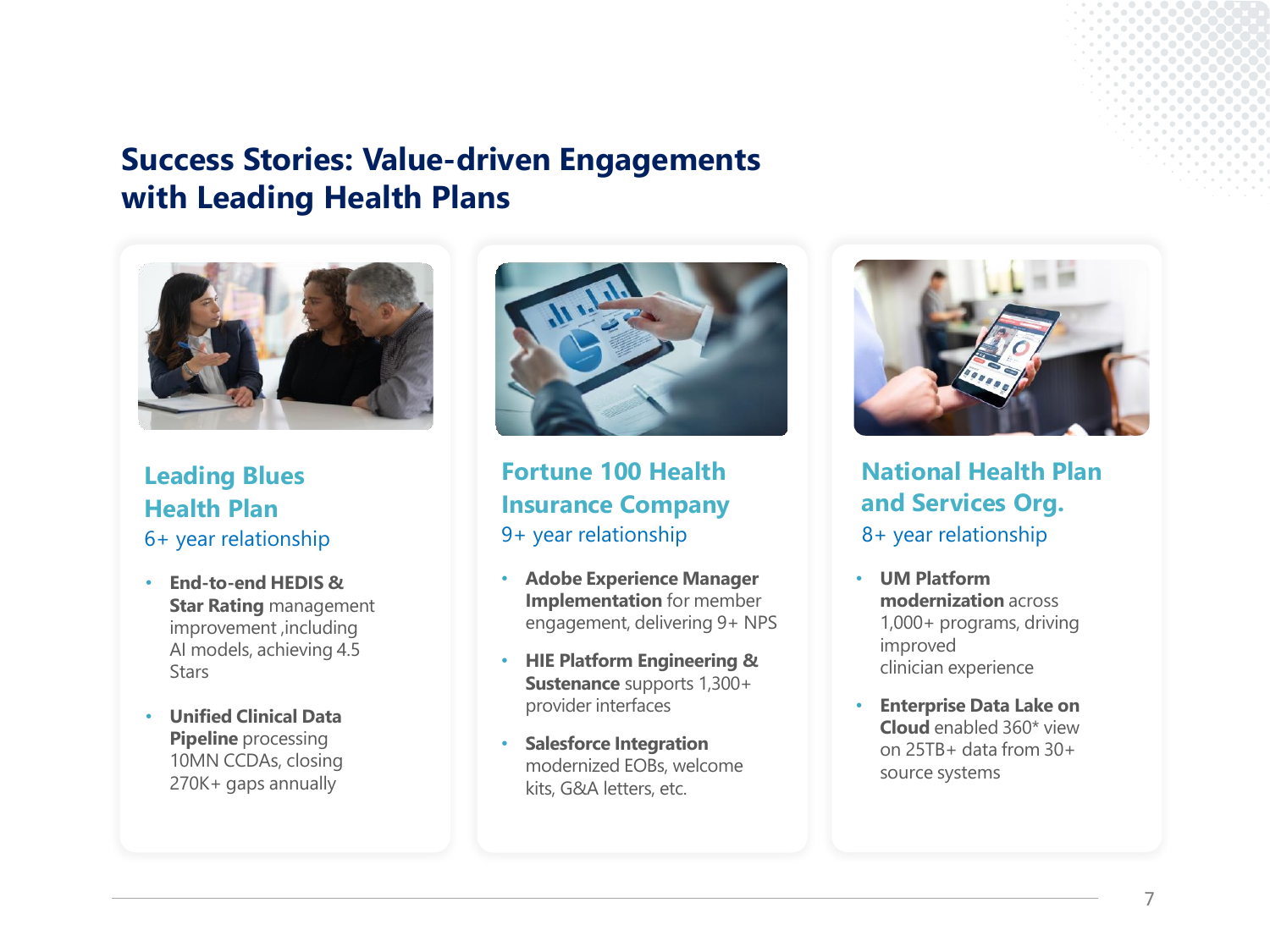# Success Stories: Value-driven Engagements with Leading Health Plans

## Leading Blues Health Plan

6+ year relationship

- **End-to-end HEDIS & Star Rating** management improvement ,including AI models, achieving 4.5 Stars
- **Unified Clinical Data Pipeline** processing 10MN CCDAs, closing 270K+ gaps annually

## Fortune 100 Health Insurance Company

9+ year relationship

- **Adobe Experience Manager Implementation** for member engagement, delivering 9+ NPS
- **HIE Platform Engineering & Sustenance** supports 1,300+ provider interfaces
- **Salesforce Integration** modernized EOBs, welcome kits, G&A letters, etc.

## National Health Plan and Services Org.

8+ year relationship

- **UM Platform modernization** across 1,000+ programs, driving improved clinician experience
- **Enterprise Data Lake on Cloud** enabled 360* view on 25TB+ data from 30+ source systems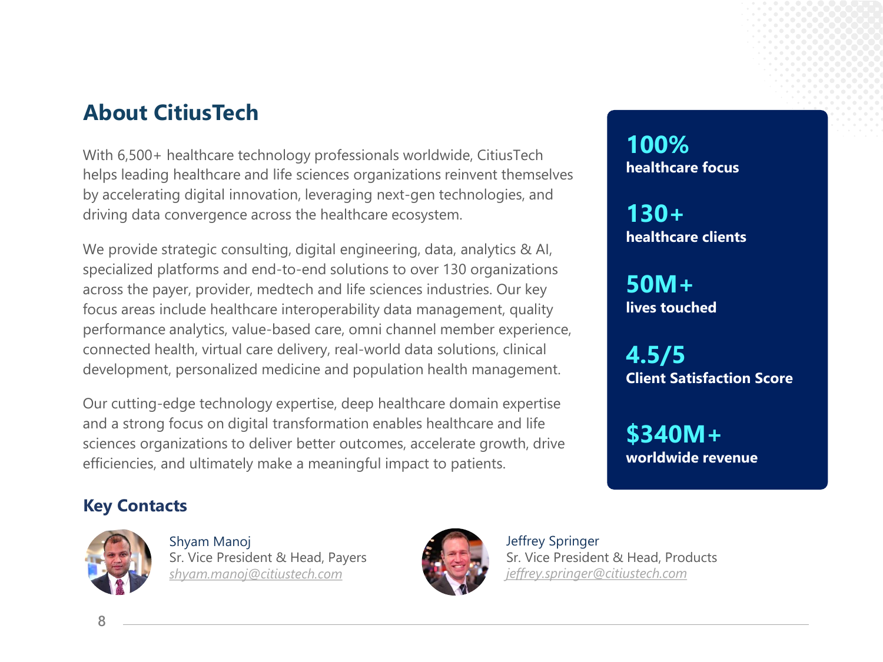## About CitiusTech

With 6,500+ healthcare technology professionals worldwide, CitiusTech helps leading healthcare and life sciences organizations reinvent themselves by accelerating digital innovation, leveraging next-gen technologies, and driving data convergence across the healthcare ecosystem.

We provide strategic consulting, digital engineering, data, analytics & AI, specialized platforms and end-to-end solutions to over 130 organizations across the payer, provider, medtech and life sciences industries. Our key focus areas include healthcare interoperability data management, quality performance analytics, value-based care, omni channel member experience, connected health, virtual care delivery, real-world data solutions, clinical development, personalized medicine and population health management.

Our cutting-edge technology expertise, deep healthcare domain expertise and a strong focus on digital transformation enables healthcare and life sciences organizations to deliver better outcomes, accelerate growth, drive efficiencies, and ultimately make a meaningful impact to patients.

**100%**
**healthcare focus**

**130+**
**healthcare clients**

**50M+**
**lives touched**

**4.5/5**
**Client Satisfaction Score**

**$340M+**
**worldwide revenue**

## Key Contacts

Shyam Manoj
Sr. Vice President & Head, Payers
*shyam.manoj@citiustech.com*

Jeffrey Springer
Sr. Vice President & Head, Products
*jeffrey.springer@citiustech.com*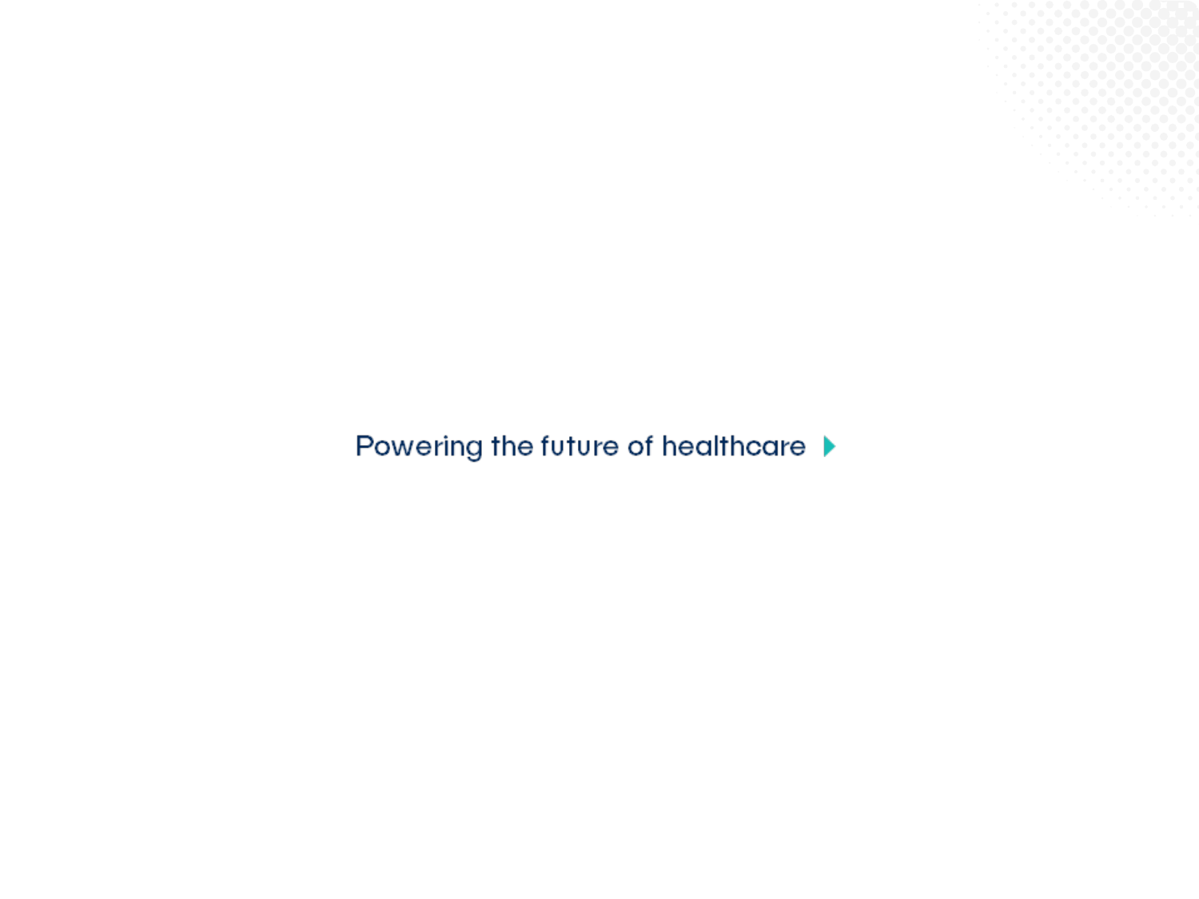Powering the future of healthcare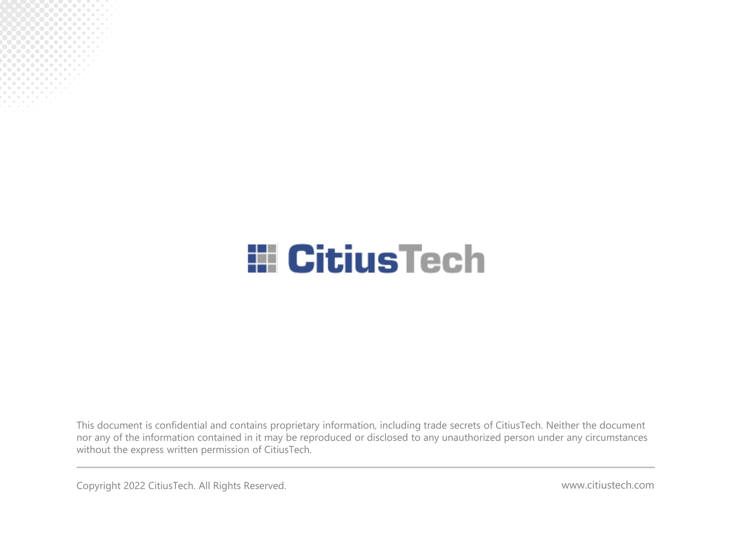CitiusTech

This document is confidential and contains proprietary information, including trade secrets of CitiusTech. Neither the document nor any of the information contained in it may be reproduced or disclosed to any unauthorized person under any circumstances without the express written permission of CitiusTech.

Copyright 2022 CitiusTech. All Rights Reserved.

www.citiustech.com